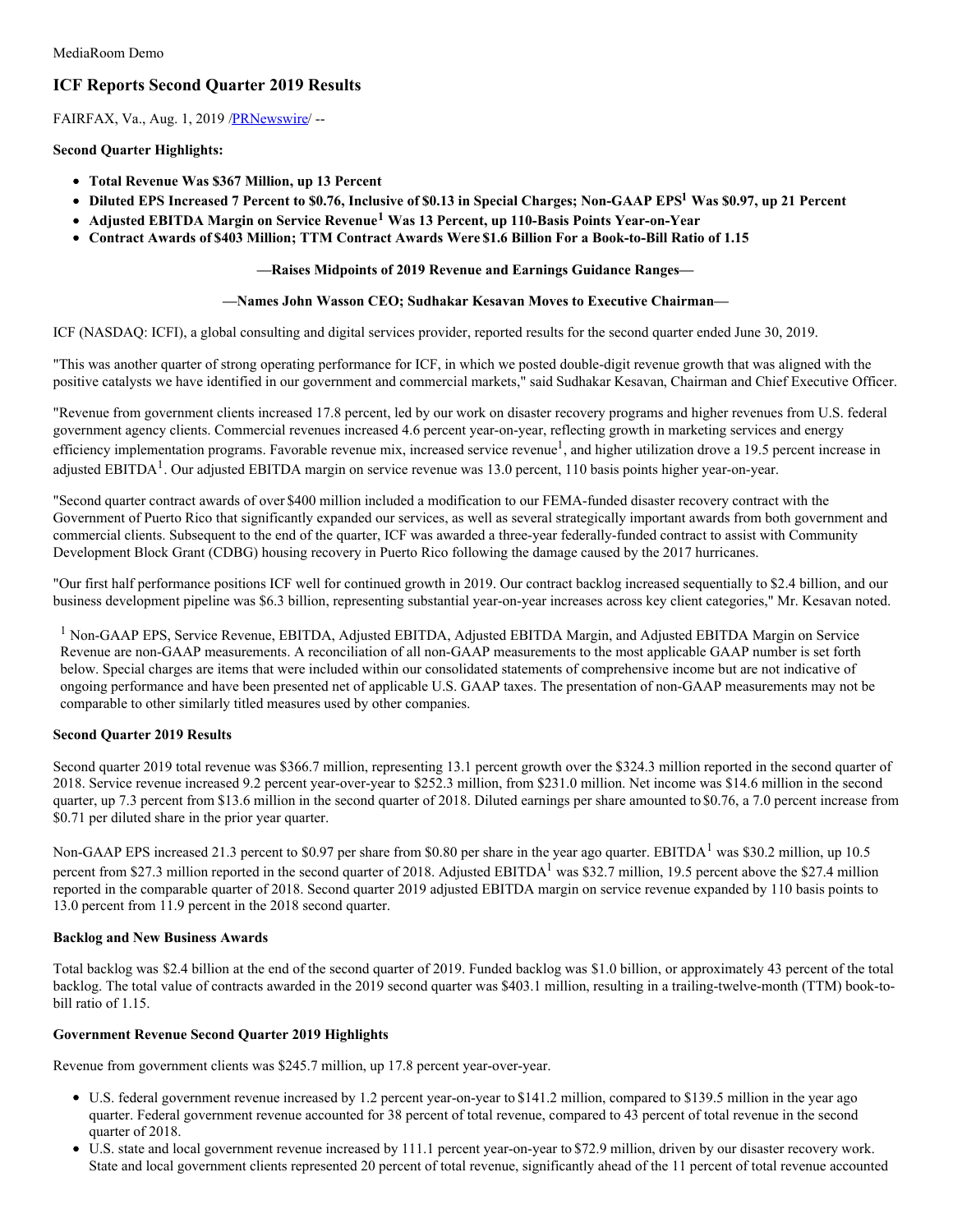MediaRoom Demo

# ICF Reports Second Quarter 2019 Results

FAIRFAX, Va., Aug. 1, 2019 /PRNewswire/ --

**Second Quarter Highlights:**

- **Total Revenue Was $367 Million, up 13 Percent**
- **Diluted EPS Increased 7 Percent to $0.76, Inclusive of $0.13 in Special Charges; Non-GAAP EPS[1] Was $0.97, up 21 Percent**
- **Adjusted EBITDA Margin on Service Revenue[1] Was 13 Percent, up 110-Basis Points Year-on-Year**
- **Contract Awards of $403 Million; TTM Contract Awards Were $1.6 Billion For a Book-to-Bill Ratio of 1.15**

**—Raises Midpoints of 2019 Revenue and Earnings Guidance Ranges—**

**—Names John Wasson CEO; Sudhakar Kesavan Moves to Executive Chairman—**

ICF (NASDAQ: ICFI), a global consulting and digital services provider, reported results for the second quarter ended June 30, 2019.

"This was another quarter of strong operating performance for ICF, in which we posted double-digit revenue growth that was aligned with the positive catalysts we have identified in our government and commercial markets," said Sudhakar Kesavan, Chairman and Chief Executive Officer.

"Revenue from government clients increased 17.8 percent, led by our work on disaster recovery programs and higher revenues from U.S. federal government agency clients. Commercial revenues increased 4.6 percent year-on-year, reflecting growth in marketing services and energy efficiency implementation programs. Favorable revenue mix, increased service revenue[1], and higher utilization drove a 19.5 percent increase in adjusted EBITDA[1]. Our adjusted EBITDA margin on service revenue was 13.0 percent, 110 basis points higher year-on-year.

"Second quarter contract awards of over $400 million included a modification to our FEMA-funded disaster recovery contract with the Government of Puerto Rico that significantly expanded our services, as well as several strategically important awards from both government and commercial clients. Subsequent to the end of the quarter, ICF was awarded a three-year federally-funded contract to assist with Community Development Block Grant (CDBG) housing recovery in Puerto Rico following the damage caused by the 2017 hurricanes.

"Our first half performance positions ICF well for continued growth in 2019. Our contract backlog increased sequentially to $2.4 billion, and our business development pipeline was $6.3 billion, representing substantial year-on-year increases across key client categories," Mr. Kesavan noted.

[1] Non-GAAP EPS, Service Revenue, EBITDA, Adjusted EBITDA, Adjusted EBITDA Margin, and Adjusted EBITDA Margin on Service Revenue are non-GAAP measurements. A reconciliation of all non-GAAP measurements to the most applicable GAAP number is set forth below. Special charges are items that were included within our consolidated statements of comprehensive income but are not indicative of ongoing performance and have been presented net of applicable U.S. GAAP taxes. The presentation of non-GAAP measurements may not be comparable to other similarly titled measures used by other companies.

**Second Quarter 2019 Results**

Second quarter 2019 total revenue was $366.7 million, representing 13.1 percent growth over the $324.3 million reported in the second quarter of 2018. Service revenue increased 9.2 percent year-over-year to $252.3 million, from $231.0 million. Net income was $14.6 million in the second quarter, up 7.3 percent from $13.6 million in the second quarter of 2018. Diluted earnings per share amounted to $0.76, a 7.0 percent increase from $0.71 per diluted share in the prior year quarter.

Non-GAAP EPS increased 21.3 percent to $0.97 per share from $0.80 per share in the year ago quarter. EBITDA[1] was $30.2 million, up 10.5 percent from $27.3 million reported in the second quarter of 2018. Adjusted EBITDA[1] was $32.7 million, 19.5 percent above the $27.4 million reported in the comparable quarter of 2018. Second quarter 2019 adjusted EBITDA margin on service revenue expanded by 110 basis points to 13.0 percent from 11.9 percent in the 2018 second quarter.

**Backlog and New Business Awards**

Total backlog was $2.4 billion at the end of the second quarter of 2019. Funded backlog was $1.0 billion, or approximately 43 percent of the total backlog. The total value of contracts awarded in the 2019 second quarter was $403.1 million, resulting in a trailing-twelve-month (TTM) book-to-bill ratio of 1.15.

**Government Revenue Second Quarter 2019 Highlights**

Revenue from government clients was $245.7 million, up 17.8 percent year-over-year.

- U.S. federal government revenue increased by 1.2 percent year-on-year to $141.2 million, compared to $139.5 million in the year ago quarter. Federal government revenue accounted for 38 percent of total revenue, compared to 43 percent of total revenue in the second quarter of 2018.
- U.S. state and local government revenue increased by 111.1 percent year-on-year to $72.9 million, driven by our disaster recovery work. State and local government clients represented 20 percent of total revenue, significantly ahead of the 11 percent of total revenue accounted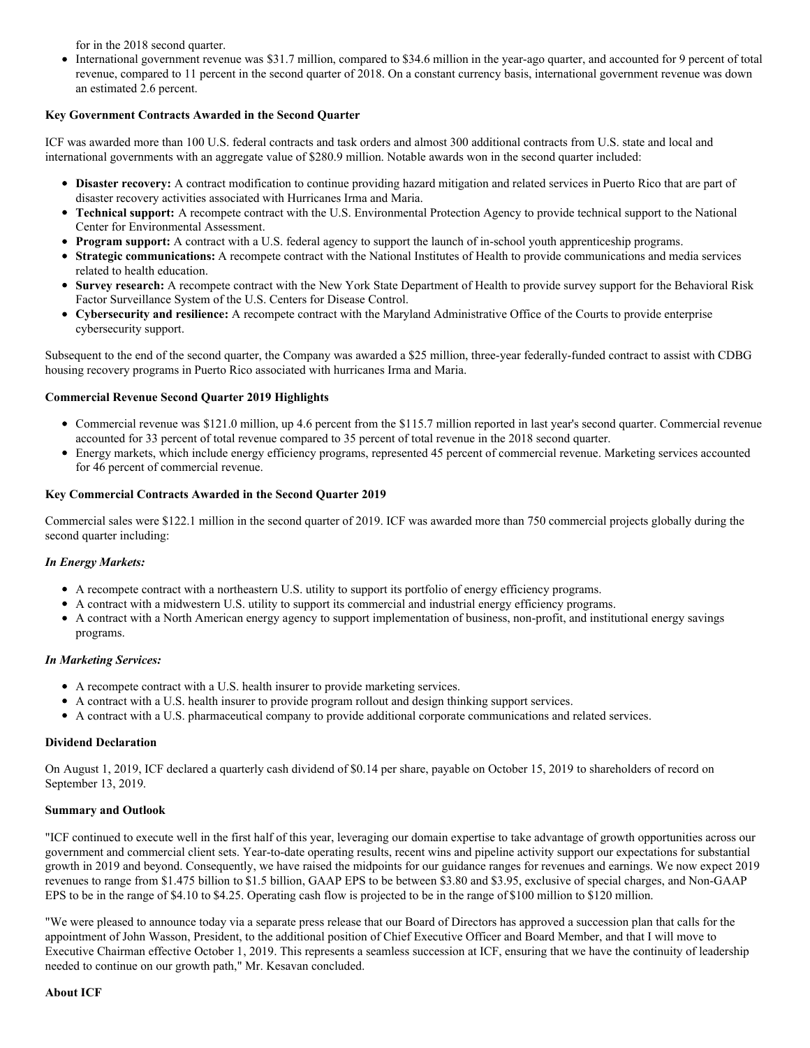for in the 2018 second quarter.

- International government revenue was $31.7 million, compared to $34.6 million in the year-ago quarter, and accounted for 9 percent of total revenue, compared to 11 percent in the second quarter of 2018. On a constant currency basis, international government revenue was down an estimated 2.6 percent.

**Key Government Contracts Awarded in the Second Quarter**

ICF was awarded more than 100 U.S. federal contracts and task orders and almost 300 additional contracts from U.S. state and local and international governments with an aggregate value of $280.9 million. Notable awards won in the second quarter included:

- **Disaster recovery:** A contract modification to continue providing hazard mitigation and related services in Puerto Rico that are part of disaster recovery activities associated with Hurricanes Irma and Maria.
- **Technical support:** A recompete contract with the U.S. Environmental Protection Agency to provide technical support to the National Center for Environmental Assessment.
- **Program support:** A contract with a U.S. federal agency to support the launch of in-school youth apprenticeship programs.
- **Strategic communications:** A recompete contract with the National Institutes of Health to provide communications and media services related to health education.
- **Survey research:** A recompete contract with the New York State Department of Health to provide survey support for the Behavioral Risk Factor Surveillance System of the U.S. Centers for Disease Control.
- **Cybersecurity and resilience:** A recompete contract with the Maryland Administrative Office of the Courts to provide enterprise cybersecurity support.

Subsequent to the end of the second quarter, the Company was awarded a $25 million, three-year federally-funded contract to assist with CDBG housing recovery programs in Puerto Rico associated with hurricanes Irma and Maria.

**Commercial Revenue Second Quarter 2019 Highlights**

- Commercial revenue was $121.0 million, up 4.6 percent from the $115.7 million reported in last year's second quarter. Commercial revenue accounted for 33 percent of total revenue compared to 35 percent of total revenue in the 2018 second quarter.
- Energy markets, which include energy efficiency programs, represented 45 percent of commercial revenue. Marketing services accounted for 46 percent of commercial revenue.

**Key Commercial Contracts Awarded in the Second Quarter 2019**

Commercial sales were $122.1 million in the second quarter of 2019. ICF was awarded more than 750 commercial projects globally during the second quarter including:

***In Energy Markets:***

- A recompete contract with a northeastern U.S. utility to support its portfolio of energy efficiency programs.
- A contract with a midwestern U.S. utility to support its commercial and industrial energy efficiency programs.
- A contract with a North American energy agency to support implementation of business, non-profit, and institutional energy savings programs.

***In Marketing Services:***

- A recompete contract with a U.S. health insurer to provide marketing services.
- A contract with a U.S. health insurer to provide program rollout and design thinking support services.
- A contract with a U.S. pharmaceutical company to provide additional corporate communications and related services.

**Dividend Declaration**

On August 1, 2019, ICF declared a quarterly cash dividend of $0.14 per share, payable on October 15, 2019 to shareholders of record on September 13, 2019.

**Summary and Outlook**

"ICF continued to execute well in the first half of this year, leveraging our domain expertise to take advantage of growth opportunities across our government and commercial client sets. Year-to-date operating results, recent wins and pipeline activity support our expectations for substantial growth in 2019 and beyond. Consequently, we have raised the midpoints for our guidance ranges for revenues and earnings. We now expect 2019 revenues to range from $1.475 billion to $1.5 billion, GAAP EPS to be between $3.80 and $3.95, exclusive of special charges, and Non-GAAP EPS to be in the range of $4.10 to $4.25. Operating cash flow is projected to be in the range of $100 million to $120 million.

"We were pleased to announce today via a separate press release that our Board of Directors has approved a succession plan that calls for the appointment of John Wasson, President, to the additional position of Chief Executive Officer and Board Member, and that I will move to Executive Chairman effective October 1, 2019. This represents a seamless succession at ICF, ensuring that we have the continuity of leadership needed to continue on our growth path," Mr. Kesavan concluded.

**About ICF**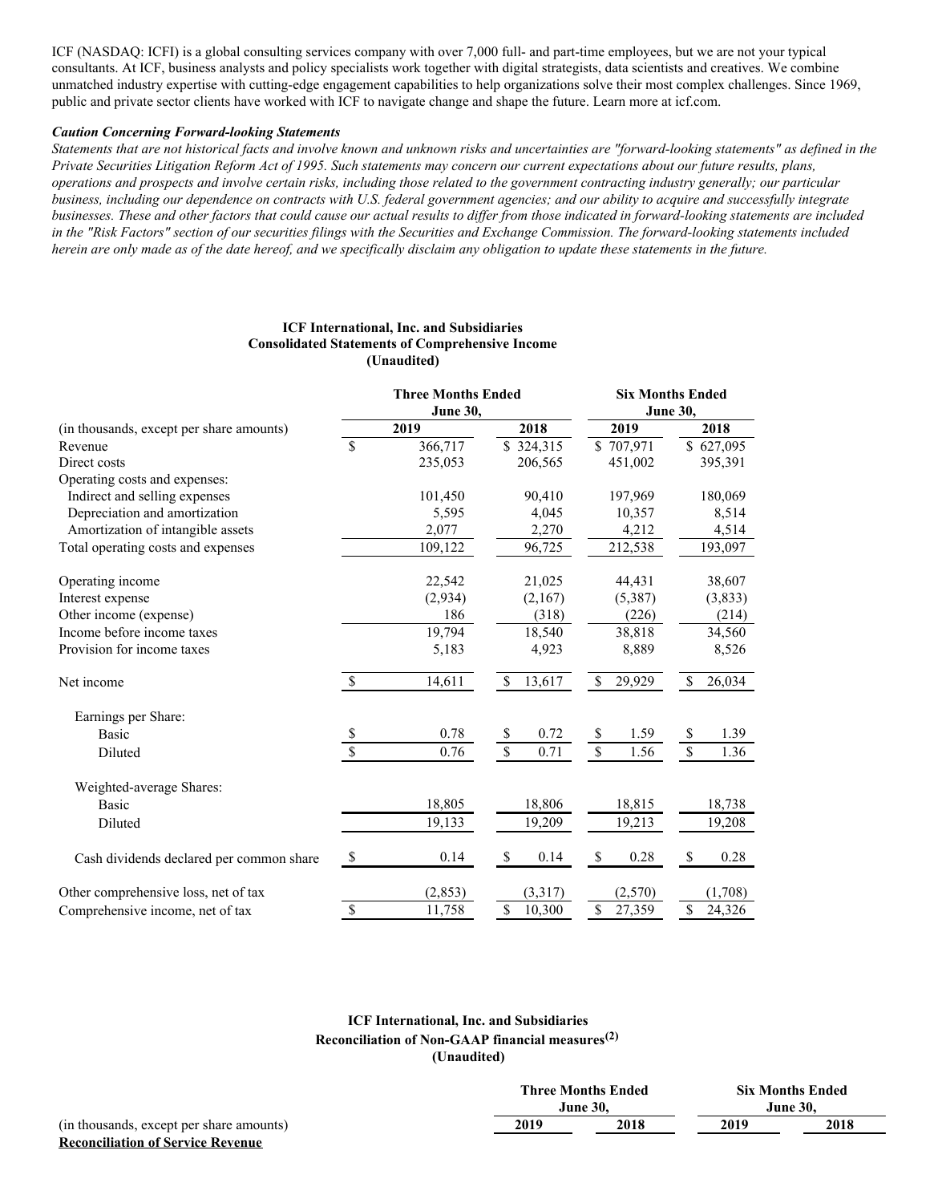ICF (NASDAQ: ICFI) is a global consulting services company with over 7,000 full- and part-time employees, but we are not your typical consultants. At ICF, business analysts and policy specialists work together with digital strategists, data scientists and creatives. We combine unmatched industry expertise with cutting-edge engagement capabilities to help organizations solve their most complex challenges. Since 1969, public and private sector clients have worked with ICF to navigate change and shape the future. Learn more at icf.com.

***Caution Concerning Forward-looking Statements***

*Statements that are not historical facts and involve known and unknown risks and uncertainties are "forward-looking statements" as defined in the Private Securities Litigation Reform Act of 1995. Such statements may concern our current expectations about our future results, plans, operations and prospects and involve certain risks, including those related to the government contracting industry generally; our particular business, including our dependence on contracts with U.S. federal government agencies; and our ability to acquire and successfully integrate businesses. These and other factors that could cause our actual results to differ from those indicated in forward-looking statements are included in the "Risk Factors" section of our securities filings with the Securities and Exchange Commission. The forward-looking statements included herein are only made as of the date hereof, and we specifically disclaim any obligation to update these statements in the future.*

**ICF International, Inc. and Subsidiaries**
**Consolidated Statements of Comprehensive Income**
**(Unaudited)**

| | Three Months Ended June 30, | | Six Months Ended June 30, | |
|---|---|---|---|---|
| (in thousands, except per share amounts) | 2019 | 2018 | 2019 | 2018 |
| Revenue | $ 366,717 | $ 324,315 | $ 707,971 | $ 627,095 |
| Direct costs | 235,053 | 206,565 | 451,002 | 395,391 |
| Operating costs and expenses: | | | | |
| Indirect and selling expenses | 101,450 | 90,410 | 197,969 | 180,069 |
| Depreciation and amortization | 5,595 | 4,045 | 10,357 | 8,514 |
| Amortization of intangible assets | 2,077 | 2,270 | 4,212 | 4,514 |
| Total operating costs and expenses | 109,122 | 96,725 | 212,538 | 193,097 |
| Operating income | 22,542 | 21,025 | 44,431 | 38,607 |
| Interest expense | (2,934) | (2,167) | (5,387) | (3,833) |
| Other income (expense) | 186 | (318) | (226) | (214) |
| Income before income taxes | 19,794 | 18,540 | 38,818 | 34,560 |
| Provision for income taxes | 5,183 | 4,923 | 8,889 | 8,526 |
| Net income | $ 14,611 | $ 13,617 | $ 29,929 | $ 26,034 |
| Earnings per Share: | | | | |
| Basic | $ 0.78 | $ 0.72 | $ 1.59 | $ 1.39 |
| Diluted | $ 0.76 | $ 0.71 | $ 1.56 | $ 1.36 |
| Weighted-average Shares: | | | | |
| Basic | 18,805 | 18,806 | 18,815 | 18,738 |
| Diluted | 19,133 | 19,209 | 19,213 | 19,208 |
| Cash dividends declared per common share | $ 0.14 | $ 0.14 | $ 0.28 | $ 0.28 |
| Other comprehensive loss, net of tax | (2,853) | (3,317) | (2,570) | (1,708) |
| Comprehensive income, net of tax | $ 11,758 | $ 10,300 | $ 27,359 | $ 24,326 |

**ICF International, Inc. and Subsidiaries**
**Reconciliation of Non-GAAP financial measures[(2)]**
**(Unaudited)**

| | Three Months Ended June 30, | | Six Months Ended June 30, | |
|---|---|---|---|---|
| (in thousands, except per share amounts) | 2019 | 2018 | 2019 | 2018 |
| **Reconciliation of Service Revenue** | | | | |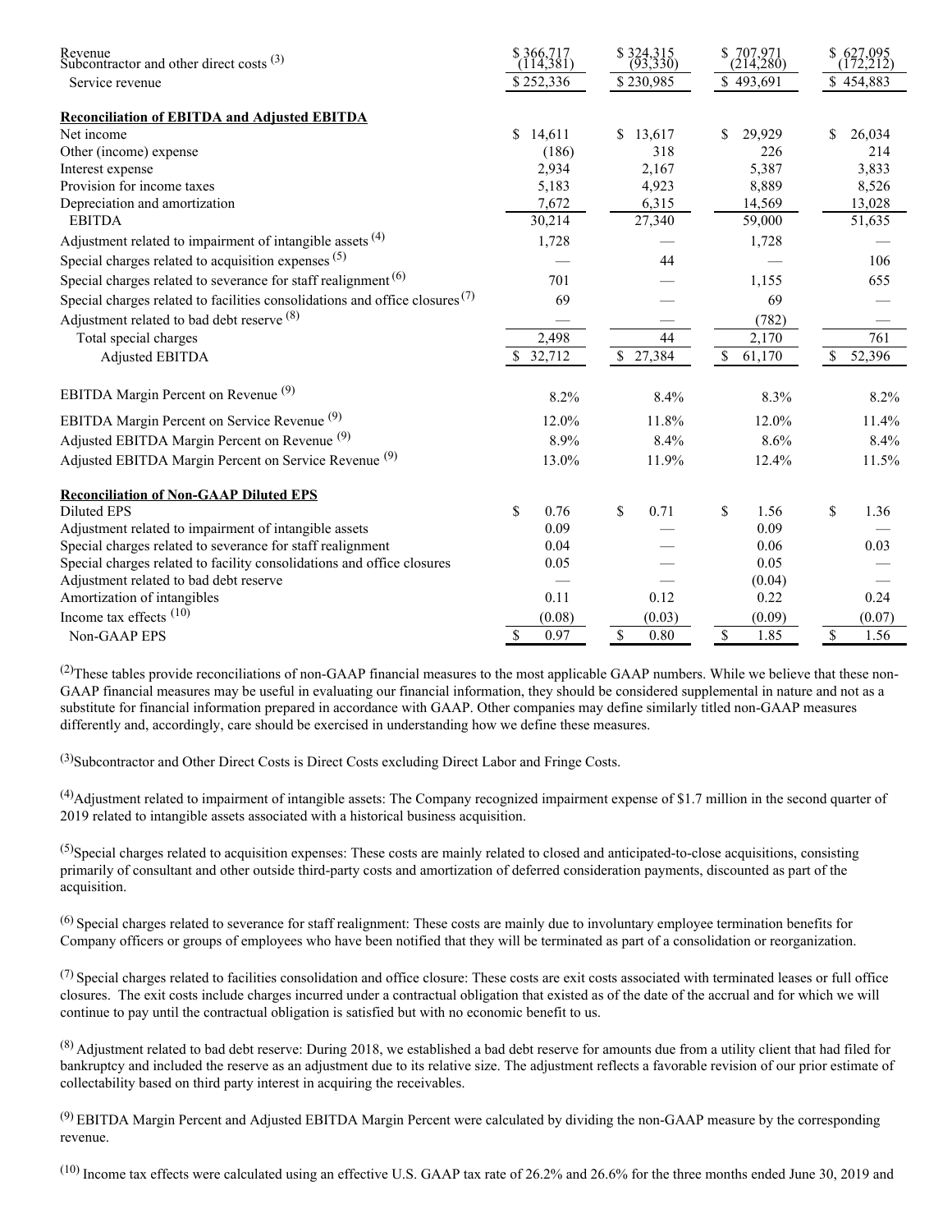| | | | | |
|---|---|---|---|---|
| Revenue | $ 366,717 | $ 324,315 | $ 707,971 | $ 627,095 |
| Subcontractor and other direct costs [3] | (114,381) | (93,330) | (214,280) | (172,212) |
| Service revenue | $ 252,336 | $ 230,985 | $ 493,691 | $ 454,883 |
| | | | | |
| **Reconciliation of EBITDA and Adjusted EBITDA** | | | | |
| Net income | $ 14,611 | $ 13,617 | $ 29,929 | $ 26,034 |
| Other (income) expense | (186) | 318 | 226 | 214 |
| Interest expense | 2,934 | 2,167 | 5,387 | 3,833 |
| Provision for income taxes | 5,183 | 4,923 | 8,889 | 8,526 |
| Depreciation and amortization | 7,672 | 6,315 | 14,569 | 13,028 |
| EBITDA | 30,214 | 27,340 | 59,000 | 51,635 |
| Adjustment related to impairment of intangible assets [4] | 1,728 | — | 1,728 | — |
| Special charges related to acquisition expenses [5] | — | 44 | — | 106 |
| Special charges related to severance for staff realignment [6] | 701 | — | 1,155 | 655 |
| Special charges related to facilities consolidations and office closures [7] | 69 | — | 69 | — |
| Adjustment related to bad debt reserve [8] | — | — | (782) | — |
| Total special charges | 2,498 | 44 | 2,170 | 761 |
| Adjusted EBITDA | $ 32,712 | $ 27,384 | $ 61,170 | $ 52,396 |
| | | | | |
| EBITDA Margin Percent on Revenue [9] | 8.2% | 8.4% | 8.3% | 8.2% |
| EBITDA Margin Percent on Service Revenue [9] | 12.0% | 11.8% | 12.0% | 11.4% |
| Adjusted EBITDA Margin Percent on Revenue [9] | 8.9% | 8.4% | 8.6% | 8.4% |
| Adjusted EBITDA Margin Percent on Service Revenue [9] | 13.0% | 11.9% | 12.4% | 11.5% |
| | | | | |
| **Reconciliation of Non-GAAP Diluted EPS** | | | | |
| Diluted EPS | $ 0.76 | $ 0.71 | $ 1.56 | $ 1.36 |
| Adjustment related to impairment of intangible assets | 0.09 | — | 0.09 | — |
| Special charges related to severance for staff realignment | 0.04 | — | 0.06 | 0.03 |
| Special charges related to facility consolidations and office closures | 0.05 | — | 0.05 | — |
| Adjustment related to bad debt reserve | — | — | (0.04) | — |
| Amortization of intangibles | 0.11 | 0.12 | 0.22 | 0.24 |
| Income tax effects [10] | (0.08) | (0.03) | (0.09) | (0.07) |
| Non-GAAP EPS | $ 0.97 | $ 0.80 | $ 1.85 | $ 1.56 |

[2]These tables provide reconciliations of non-GAAP financial measures to the most applicable GAAP numbers. While we believe that these non-GAAP financial measures may be useful in evaluating our financial information, they should be considered supplemental in nature and not as a substitute for financial information prepared in accordance with GAAP. Other companies may define similarly titled non-GAAP measures differently and, accordingly, care should be exercised in understanding how we define these measures.

[3]Subcontractor and Other Direct Costs is Direct Costs excluding Direct Labor and Fringe Costs.

[4]Adjustment related to impairment of intangible assets: The Company recognized impairment expense of $1.7 million in the second quarter of 2019 related to intangible assets associated with a historical business acquisition.

[5]Special charges related to acquisition expenses: These costs are mainly related to closed and anticipated-to-close acquisitions, consisting primarily of consultant and other outside third-party costs and amortization of deferred consideration payments, discounted as part of the acquisition.

[6] Special charges related to severance for staff realignment: These costs are mainly due to involuntary employee termination benefits for Company officers or groups of employees who have been notified that they will be terminated as part of a consolidation or reorganization.

[7] Special charges related to facilities consolidation and office closure: These costs are exit costs associated with terminated leases or full office closures. The exit costs include charges incurred under a contractual obligation that existed as of the date of the accrual and for which we will continue to pay until the contractual obligation is satisfied but with no economic benefit to us.

[8] Adjustment related to bad debt reserve: During 2018, we established a bad debt reserve for amounts due from a utility client that had filed for bankruptcy and included the reserve as an adjustment due to its relative size. The adjustment reflects a favorable revision of our prior estimate of collectability based on third party interest in acquiring the receivables.

[9] EBITDA Margin Percent and Adjusted EBITDA Margin Percent were calculated by dividing the non-GAAP measure by the corresponding revenue.

[10] Income tax effects were calculated using an effective U.S. GAAP tax rate of 26.2% and 26.6% for the three months ended June 30, 2019 and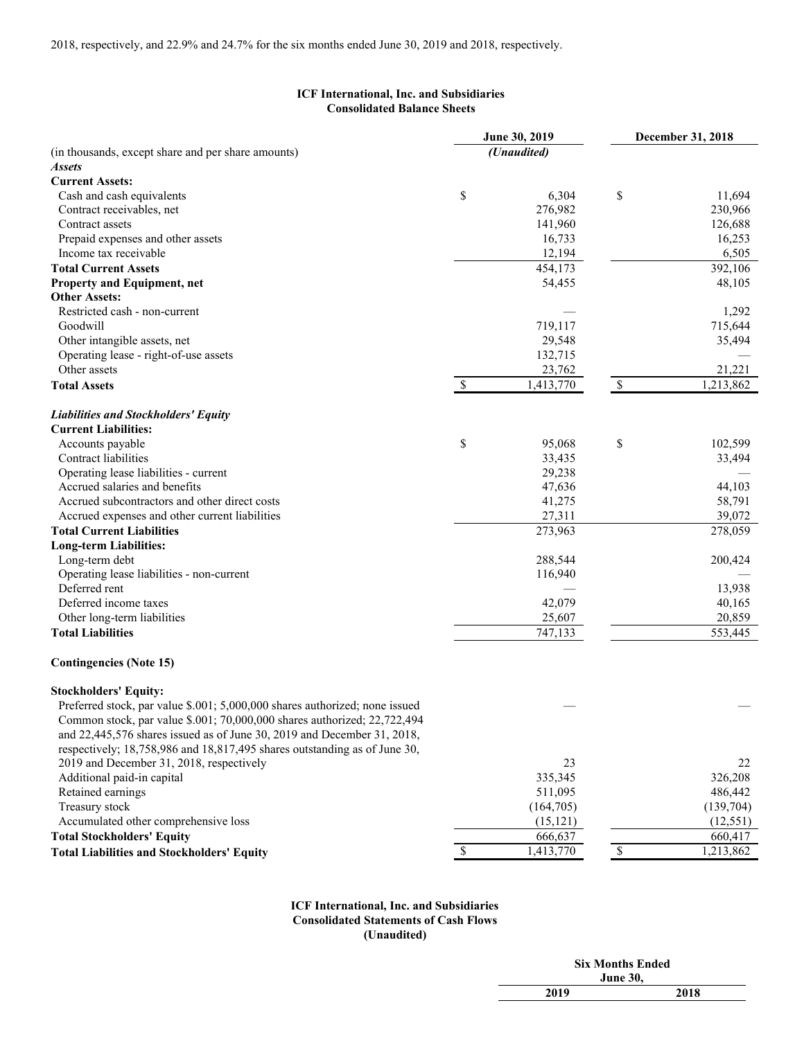2018, respectively, and 22.9% and 24.7% for the six months ended June 30, 2019 and 2018, respectively.

## ICF International, Inc. and Subsidiaries
## Consolidated Balance Sheets

| (in thousands, except share and per share amounts) | June 30, 2019 *(Unaudited)* | December 31, 2018 |
|---|---|---|
| ***Assets*** | | |
| **Current Assets:** | | |
| Cash and cash equivalents | $ 6,304 | $ 11,694 |
| Contract receivables, net | 276,982 | 230,966 |
| Contract assets | 141,960 | 126,688 |
| Prepaid expenses and other assets | 16,733 | 16,253 |
| Income tax receivable | 12,194 | 6,505 |
| **Total Current Assets** | 454,173 | 392,106 |
| **Property and Equipment, net** | 54,455 | 48,105 |
| **Other Assets:** | | |
| Restricted cash - non-current | — | 1,292 |
| Goodwill | 719,117 | 715,644 |
| Other intangible assets, net | 29,548 | 35,494 |
| Operating lease - right-of-use assets | 132,715 | — |
| Other assets | 23,762 | 21,221 |
| **Total Assets** | $ 1,413,770 | $ 1,213,862 |
| ***Liabilities and Stockholders' Equity*** | | |
| **Current Liabilities:** | | |
| Accounts payable | $ 95,068 | $ 102,599 |
| Contract liabilities | 33,435 | 33,494 |
| Operating lease liabilities - current | 29,238 | — |
| Accrued salaries and benefits | 47,636 | 44,103 |
| Accrued subcontractors and other direct costs | 41,275 | 58,791 |
| Accrued expenses and other current liabilities | 27,311 | 39,072 |
| **Total Current Liabilities** | 273,963 | 278,059 |
| **Long-term Liabilities:** | | |
| Long-term debt | 288,544 | 200,424 |
| Operating lease liabilities - non-current | 116,940 | — |
| Deferred rent | — | 13,938 |
| Deferred income taxes | 42,079 | 40,165 |
| Other long-term liabilities | 25,607 | 20,859 |
| **Total Liabilities** | 747,133 | 553,445 |
| **Contingencies (Note 15)** | | |
| **Stockholders' Equity:** | | |
| Preferred stock, par value $.001; 5,000,000 shares authorized; none issued | — | — |
| Common stock, par value $.001; 70,000,000 shares authorized; 22,722,494 and 22,445,576 shares issued as of June 30, 2019 and December 31, 2018, respectively; 18,758,986 and 18,817,495 shares outstanding as of June 30, 2019 and December 31, 2018, respectively | 23 | 22 |
| Additional paid-in capital | 335,345 | 326,208 |
| Retained earnings | 511,095 | 486,442 |
| Treasury stock | (164,705) | (139,704) |
| Accumulated other comprehensive loss | (15,121) | (12,551) |
| **Total Stockholders' Equity** | 666,637 | 660,417 |
| **Total Liabilities and Stockholders' Equity** | $ 1,413,770 | $ 1,213,862 |

## ICF International, Inc. and Subsidiaries
## Consolidated Statements of Cash Flows
## (Unaudited)

| | Six Months Ended June 30, | |
|---|---|---|
| | 2019 | 2018 |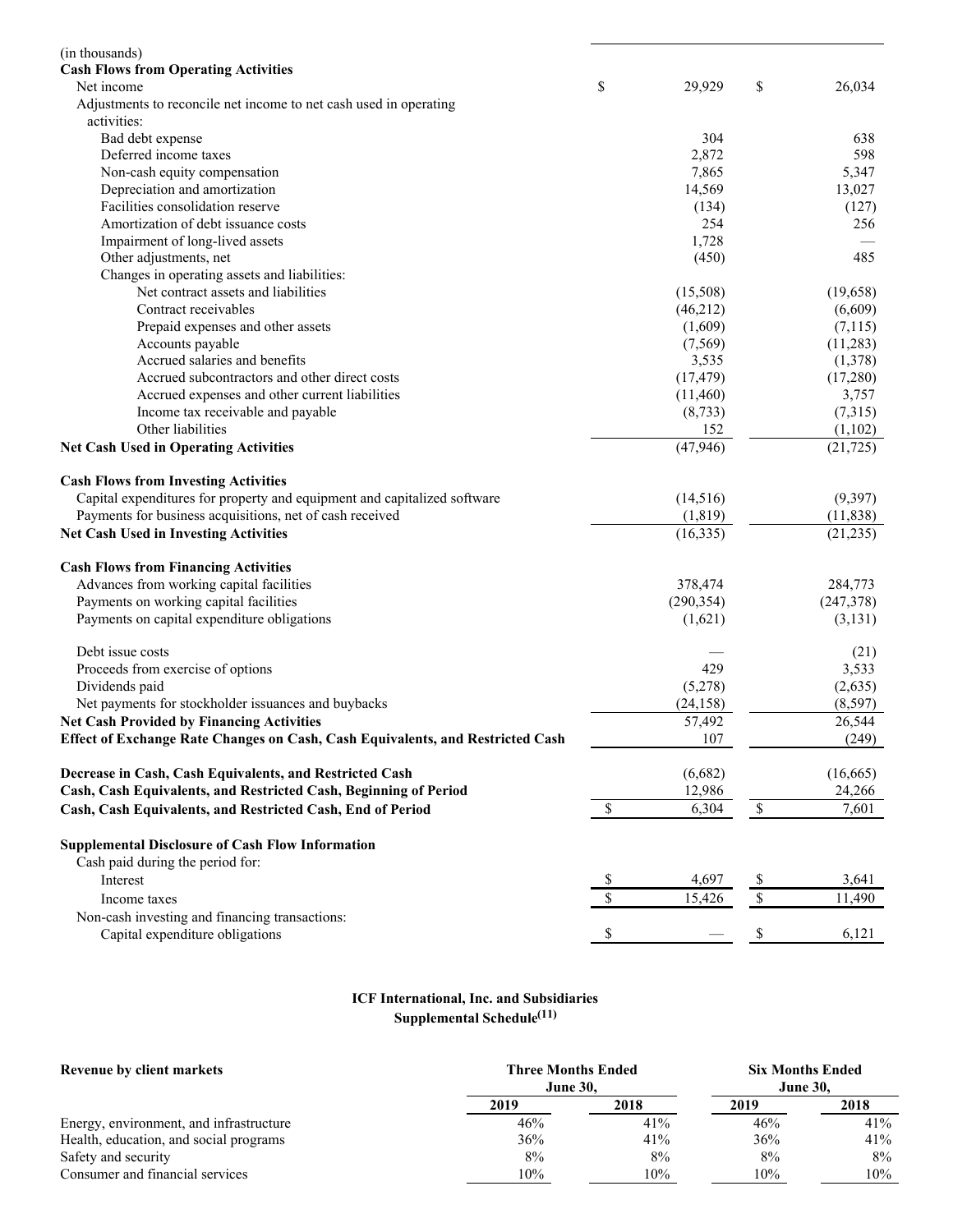| (in thousands) | | |
|---|---|---|
| **Cash Flows from Operating Activities** | | |
| Net income | $ 29,929 | $ 26,034 |
| Adjustments to reconcile net income to net cash used in operating activities: | | |
| Bad debt expense | 304 | 638 |
| Deferred income taxes | 2,872 | 598 |
| Non-cash equity compensation | 7,865 | 5,347 |
| Depreciation and amortization | 14,569 | 13,027 |
| Facilities consolidation reserve | (134) | (127) |
| Amortization of debt issuance costs | 254 | 256 |
| Impairment of long-lived assets | 1,728 | — |
| Other adjustments, net | (450) | 485 |
| Changes in operating assets and liabilities: | | |
| Net contract assets and liabilities | (15,508) | (19,658) |
| Contract receivables | (46,212) | (6,609) |
| Prepaid expenses and other assets | (1,609) | (7,115) |
| Accounts payable | (7,569) | (11,283) |
| Accrued salaries and benefits | 3,535 | (1,378) |
| Accrued subcontractors and other direct costs | (17,479) | (17,280) |
| Accrued expenses and other current liabilities | (11,460) | 3,757 |
| Income tax receivable and payable | (8,733) | (7,315) |
| Other liabilities | 152 | (1,102) |
| **Net Cash Used in Operating Activities** | (47,946) | (21,725) |
| **Cash Flows from Investing Activities** | | |
| Capital expenditures for property and equipment and capitalized software | (14,516) | (9,397) |
| Payments for business acquisitions, net of cash received | (1,819) | (11,838) |
| **Net Cash Used in Investing Activities** | (16,335) | (21,235) |
| **Cash Flows from Financing Activities** | | |
| Advances from working capital facilities | 378,474 | 284,773 |
| Payments on working capital facilities | (290,354) | (247,378) |
| Payments on capital expenditure obligations | (1,621) | (3,131) |
| Debt issue costs | — | (21) |
| Proceeds from exercise of options | 429 | 3,533 |
| Dividends paid | (5,278) | (2,635) |
| Net payments for stockholder issuances and buybacks | (24,158) | (8,597) |
| **Net Cash Provided by Financing Activities** | 57,492 | 26,544 |
| **Effect of Exchange Rate Changes on Cash, Cash Equivalents, and Restricted Cash** | 107 | (249) |
| **Decrease in Cash, Cash Equivalents, and Restricted Cash** | (6,682) | (16,665) |
| **Cash, Cash Equivalents, and Restricted Cash, Beginning of Period** | 12,986 | 24,266 |
| **Cash, Cash Equivalents, and Restricted Cash, End of Period** | $ 6,304 | $ 7,601 |
| **Supplemental Disclosure of Cash Flow Information** | | |
| Cash paid during the period for: | | |
| Interest | $ 4,697 | $ 3,641 |
| Income taxes | $ 15,426 | $ 11,490 |
| Non-cash investing and financing transactions: | | |
| Capital expenditure obligations | $ — | $ 6,121 |

**ICF International, Inc. and Subsidiaries**
**Supplemental Schedule[(11)]**

| **Revenue by client markets** | **Three Months Ended June 30,** | | **Six Months Ended June 30,** | |
|---|---|---|---|---|
| | **2019** | **2018** | **2019** | **2018** |
| Energy, environment, and infrastructure | 46% | 41% | 46% | 41% |
| Health, education, and social programs | 36% | 41% | 36% | 41% |
| Safety and security | 8% | 8% | 8% | 8% |
| Consumer and financial services | 10% | 10% | 10% | 10% |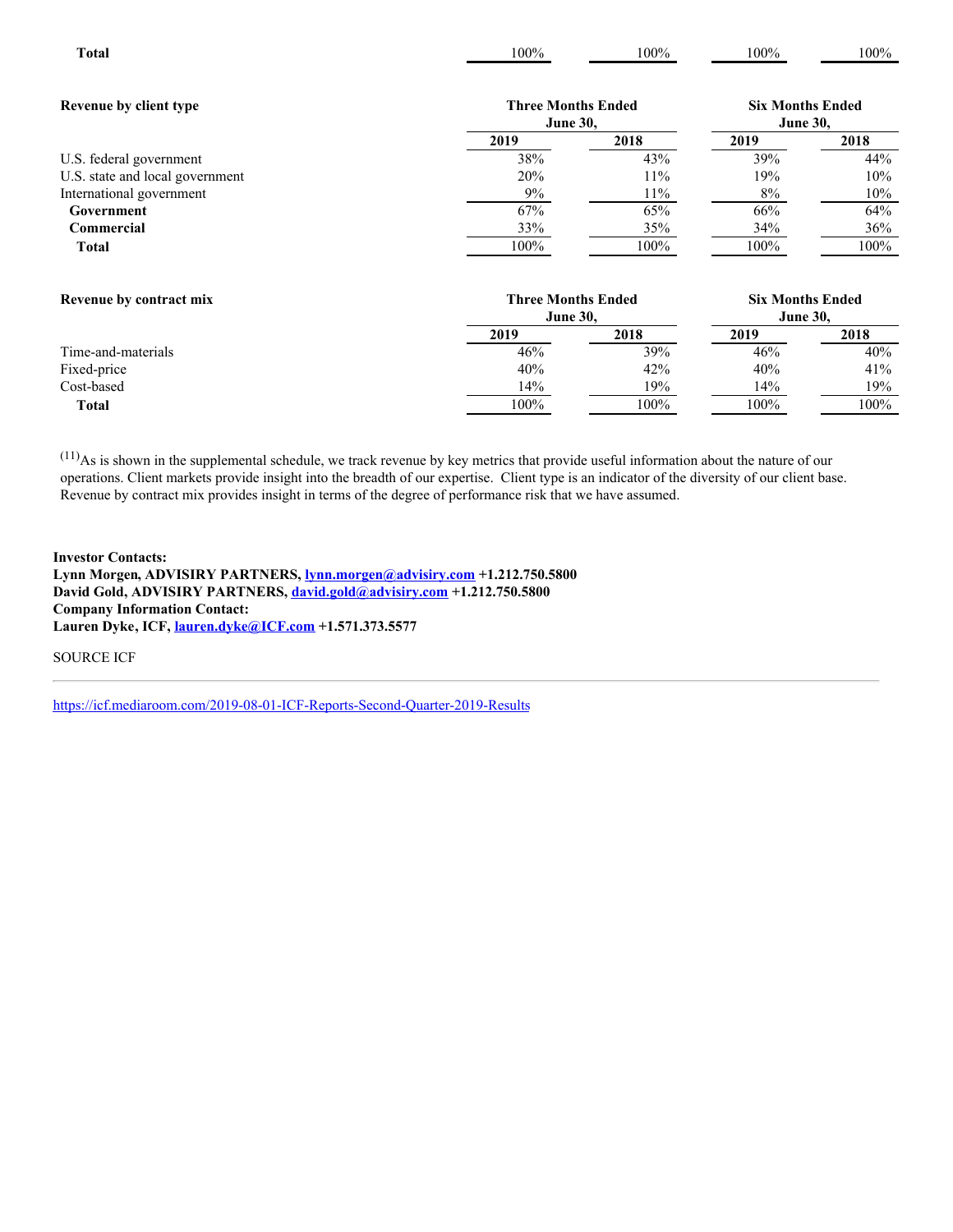| | | | | |
|---|---|---|---|---|
| **Total** | 100% | 100% | 100% | 100% |

| **Revenue by client type** | **Three Months Ended June 30,** | | **Six Months Ended June 30,** | |
|---|---|---|---|---|
| | **2019** | **2018** | **2019** | **2018** |
| U.S. federal government | 38% | 43% | 39% | 44% |
| U.S. state and local government | 20% | 11% | 19% | 10% |
| International government | 9% | 11% | 8% | 10% |
| **Government** | 67% | 65% | 66% | 64% |
| **Commercial** | 33% | 35% | 34% | 36% |
| **Total** | 100% | 100% | 100% | 100% |

| **Revenue by contract mix** | **Three Months Ended June 30,** | | **Six Months Ended June 30,** | |
|---|---|---|---|---|
| | **2019** | **2018** | **2019** | **2018** |
| Time-and-materials | 46% | 39% | 46% | 40% |
| Fixed-price | 40% | 42% | 40% | 41% |
| Cost-based | 14% | 19% | 14% | 19% |
| **Total** | 100% | 100% | 100% | 100% |

(11) As is shown in the supplemental schedule, we track revenue by key metrics that provide useful information about the nature of our operations. Client markets provide insight into the breadth of our expertise. Client type is an indicator of the diversity of our client base. Revenue by contract mix provides insight in terms of the degree of performance risk that we have assumed.

**Investor Contacts:**
**Lynn Morgen, ADVISIRY PARTNERS, lynn.morgen@advisiry.com +1.212.750.5800**
**David Gold, ADVISIRY PARTNERS, david.gold@advisiry.com +1.212.750.5800**
**Company Information Contact:**
**Lauren Dyke, ICF, lauren.dyke@ICF.com +1.571.373.5577**

SOURCE ICF

https://icf.mediaroom.com/2019-08-01-ICF-Reports-Second-Quarter-2019-Results